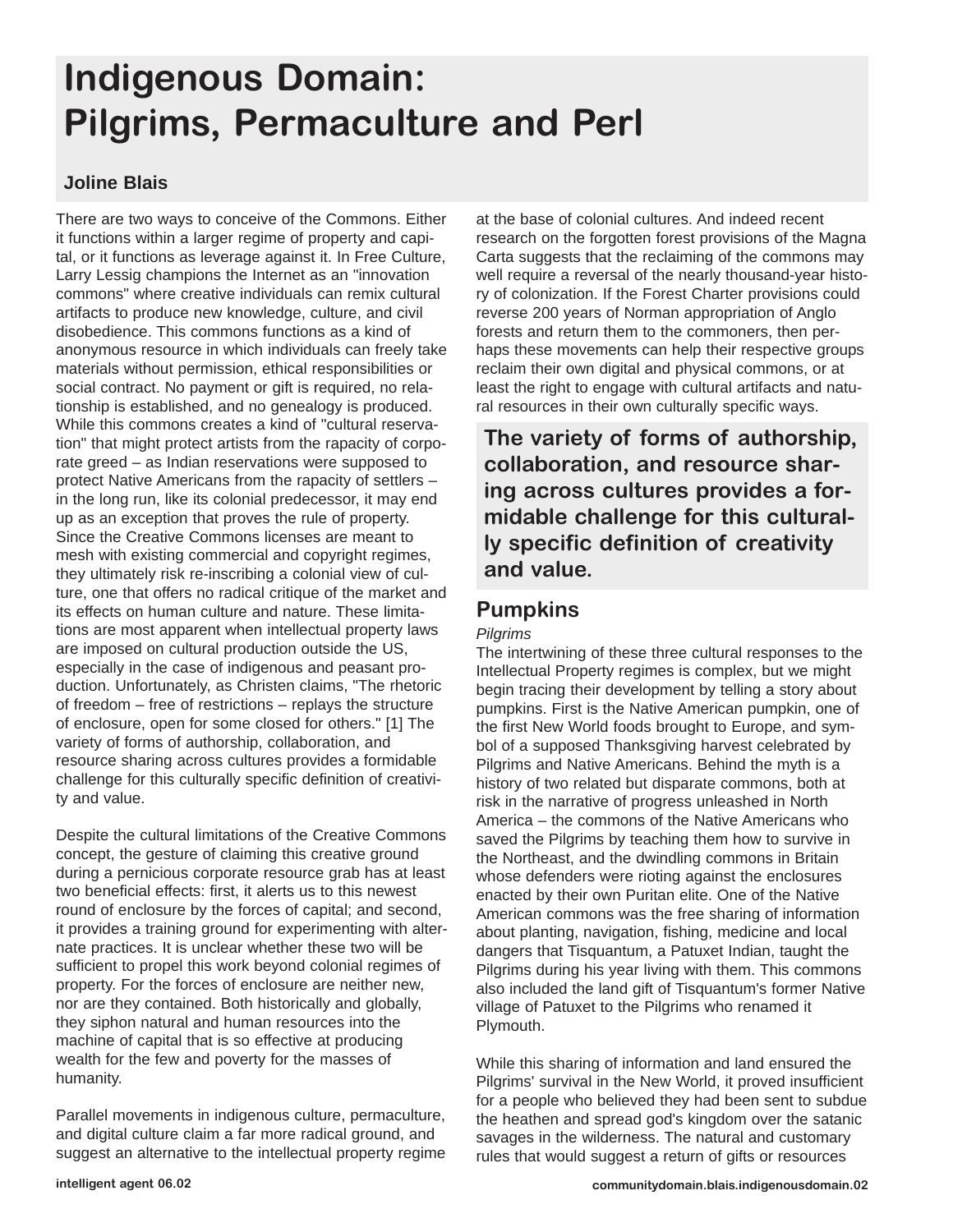# Indigenous Domain: Pilgrims, Permaculture and Perl

**Joline Blais**

There are two ways to conceive of the Commons. Either it functions within a larger regime of property and capital, or it functions as leverage against it. In Free Culture, Larry Lessig champions the Internet as an "innovation commons" where creative individuals can remix cultural artifacts to produce new knowledge, culture, and civil disobedience. This commons functions as a kind of anonymous resource in which individuals can freely take materials without permission, ethical responsibilities or social contract. No payment or gift is required, no relationship is established, and no genealogy is produced. While this commons creates a kind of "cultural reservation" that might protect artists from the rapacity of corporate greed – as Indian reservations were supposed to protect Native Americans from the rapacity of settlers – in the long run, like its colonial predecessor, it may end up as an exception that proves the rule of property. Since the Creative Commons licenses are meant to mesh with existing commercial and copyright regimes, they ultimately risk re-inscribing a colonial view of culture, one that offers no radical critique of the market and its effects on human culture and nature. These limitations are most apparent when intellectual property laws are imposed on cultural production outside the US, especially in the case of indigenous and peasant production. Unfortunately, as Christen claims, "The rhetoric of freedom – free of restrictions – replays the structure of enclosure, open for some closed for others." [1] The variety of forms of authorship, collaboration, and resource sharing across cultures provides a formidable challenge for this culturally specific definition of creativity and value.

Despite the cultural limitations of the Creative Commons concept, the gesture of claiming this creative ground during a pernicious corporate resource grab has at least two beneficial effects: first, it alerts us to this newest round of enclosure by the forces of capital; and second, it provides a training ground for experimenting with alternate practices. It is unclear whether these two will be sufficient to propel this work beyond colonial regimes of property. For the forces of enclosure are neither new, nor are they contained. Both historically and globally, they siphon natural and human resources into the machine of capital that is so effective at producing wealth for the few and poverty for the masses of humanity.

Parallel movements in indigenous culture, permaculture, and digital culture claim a far more radical ground, and suggest an alternative to the intellectual property regime at the base of colonial cultures. And indeed recent research on the forgotten forest provisions of the Magna Carta suggests that the reclaiming of the commons may well require a reversal of the nearly thousand-year history of colonization. If the Forest Charter provisions could reverse 200 years of Norman appropriation of Anglo forests and return them to the commoners, then perhaps these movements can help their respective groups reclaim their own digital and physical commons, or at least the right to engage with cultural artifacts and natural resources in their own culturally specific ways.

> **The variety of forms of authorship, collaboration, and resource sharing across cultures provides a formidable challenge for this culturally specific definition of creativity and value.**

## Pumpkins

*Pilgrims*

The intertwining of these three cultural responses to the Intellectual Property regimes is complex, but we might begin tracing their development by telling a story about pumpkins. First is the Native American pumpkin, one of the first New World foods brought to Europe, and symbol of a supposed Thanksgiving harvest celebrated by Pilgrims and Native Americans. Behind the myth is a history of two related but disparate commons, both at risk in the narrative of progress unleashed in North America – the commons of the Native Americans who saved the Pilgrims by teaching them how to survive in the Northeast, and the dwindling commons in Britain whose defenders were rioting against the enclosures enacted by their own Puritan elite. One of the Native American commons was the free sharing of information about planting, navigation, fishing, medicine and local dangers that Tisquantum, a Patuxet Indian, taught the Pilgrims during his year living with them. This commons also included the land gift of Tisquantum's former Native village of Patuxet to the Pilgrims who renamed it Plymouth.

While this sharing of information and land ensured the Pilgrims' survival in the New World, it proved insufficient for a people who believed they had been sent to subdue the heathen and spread god's kingdom over the satanic savages in the wilderness. The natural and customary rules that would suggest a return of gifts or resources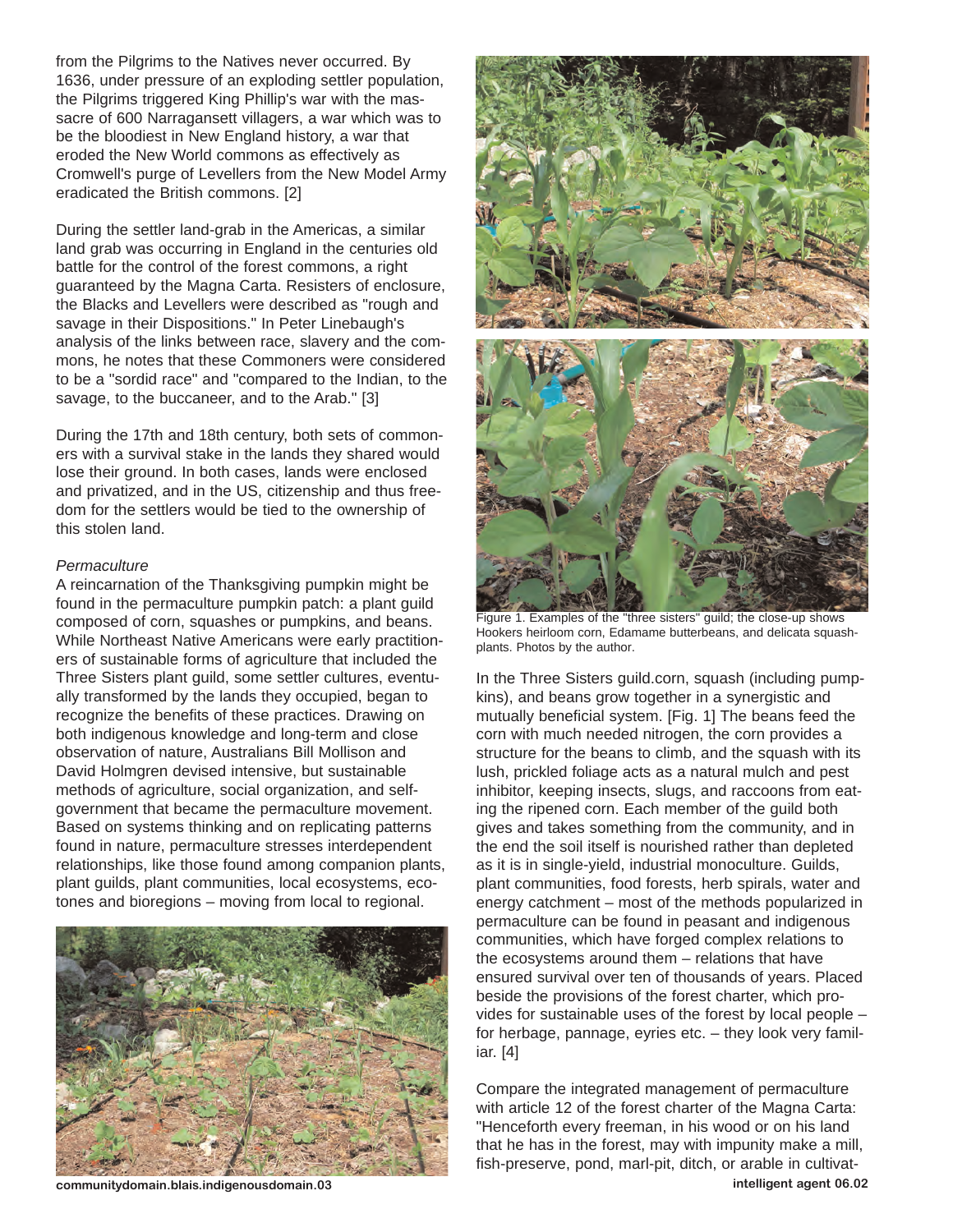from the Pilgrims to the Natives never occurred. By 1636, under pressure of an exploding settler population, the Pilgrims triggered King Phillip's war with the massacre of 600 Narragansett villagers, a war which was to be the bloodiest in New England history, a war that eroded the New World commons as effectively as Cromwell's purge of Levellers from the New Model Army eradicated the British commons. [2]

During the settler land-grab in the Americas, a similar land grab was occurring in England in the centuries old battle for the control of the forest commons, a right guaranteed by the Magna Carta. Resisters of enclosure, the Blacks and Levellers were described as "rough and savage in their Dispositions." In Peter Linebaugh's analysis of the links between race, slavery and the commons, he notes that these Commoners were considered to be a "sordid race" and "compared to the Indian, to the savage, to the buccaneer, and to the Arab." [3]

During the 17th and 18th century, both sets of commoners with a survival stake in the lands they shared would lose their ground. In both cases, lands were enclosed and privatized, and in the US, citizenship and thus freedom for the settlers would be tied to the ownership of this stolen land.

*Permaculture*

A reincarnation of the Thanksgiving pumpkin might be found in the permaculture pumpkin patch: a plant guild composed of corn, squashes or pumpkins, and beans. While Northeast Native Americans were early practitioners of sustainable forms of agriculture that included the Three Sisters plant guild, some settler cultures, eventually transformed by the lands they occupied, began to recognize the benefits of these practices. Drawing on both indigenous knowledge and long-term and close observation of nature, Australians Bill Mollison and David Holmgren devised intensive, but sustainable methods of agriculture, social organization, and self-government that became the permaculture movement. Based on systems thinking and on replicating patterns found in nature, permaculture stresses interdependent relationships, like those found among companion plants, plant guilds, plant communities, local ecosystems, ecotones and bioregions – moving from local to regional.

Figure 1. Examples of the "three sisters" guild; the close-up shows Hookers heirloom corn, Edamame butterbeans, and delicata squash-plants. Photos by the author.

In the Three Sisters guild.corn, squash (including pumpkins), and beans grow together in a synergistic and mutually beneficial system. [Fig. 1] The beans feed the corn with much needed nitrogen, the corn provides a structure for the beans to climb, and the squash with its lush, prickled foliage acts as a natural mulch and pest inhibitor, keeping insects, slugs, and raccoons from eating the ripened corn. Each member of the guild both gives and takes something from the community, and in the end the soil itself is nourished rather than depleted as it is in single-yield, industrial monoculture. Guilds, plant communities, food forests, herb spirals, water and energy catchment – most of the methods popularized in permaculture can be found in peasant and indigenous communities, which have forged complex relations to the ecosystems around them – relations that have ensured survival over ten of thousands of years. Placed beside the provisions of the forest charter, which provides for sustainable uses of the forest by local people – for herbage, pannage, eyries etc. – they look very familiar. [4]

Compare the integrated management of permaculture with article 12 of the forest charter of the Magna Carta: "Henceforth every freeman, in his wood or on his land that he has in the forest, may with impunity make a mill, fish-preserve, pond, marl-pit, ditch, or arable in cultivat-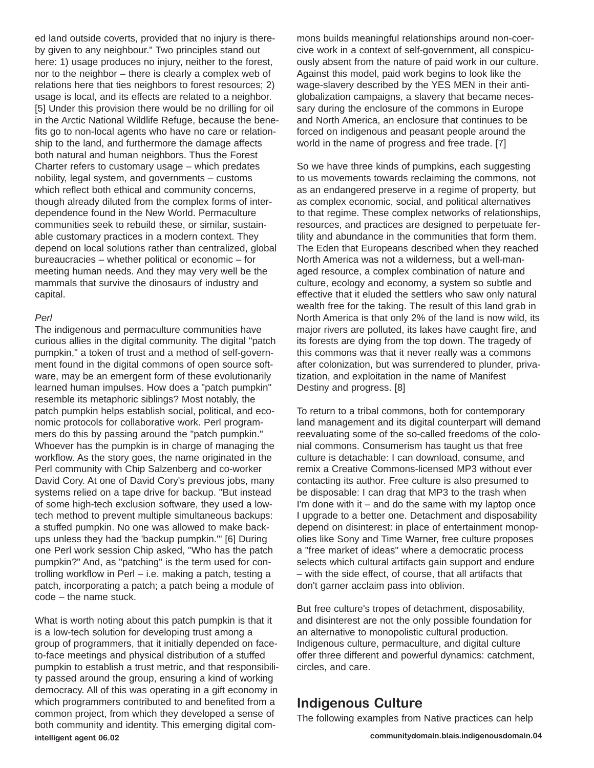ed land outside coverts, provided that no injury is thereby given to any neighbour." Two principles stand out here: 1) usage produces no injury, neither to the forest, nor to the neighbor – there is clearly a complex web of relations here that ties neighbors to forest resources; 2) usage is local, and its effects are related to a neighbor. [5] Under this provision there would be no drilling for oil in the Arctic National Wildlife Refuge, because the benefits go to non-local agents who have no care or relationship to the land, and furthermore the damage affects both natural and human neighbors. Thus the Forest Charter refers to customary usage – which predates nobility, legal system, and governments – customs which reflect both ethical and community concerns, though already diluted from the complex forms of interdependence found in the New World. Permaculture communities seek to rebuild these, or similar, sustainable customary practices in a modern context. They depend on local solutions rather than centralized, global bureaucracies – whether political or economic – for meeting human needs. And they may very well be the mammals that survive the dinosaurs of industry and capital.

*Perl*

The indigenous and permaculture communities have curious allies in the digital community. The digital "patch pumpkin," a token of trust and a method of self-government found in the digital commons of open source software, may be an emergent form of these evolutionarily learned human impulses. How does a "patch pumpkin" resemble its metaphoric siblings? Most notably, the patch pumpkin helps establish social, political, and economic protocols for collaborative work. Perl programmers do this by passing around the "patch pumpkin." Whoever has the pumpkin is in charge of managing the workflow. As the story goes, the name originated in the Perl community with Chip Salzenberg and co-worker David Cory. At one of David Cory's previous jobs, many systems relied on a tape drive for backup. "But instead of some high-tech exclusion software, they used a low-tech method to prevent multiple simultaneous backups: a stuffed pumpkin. No one was allowed to make backups unless they had the 'backup pumpkin.'" [6] During one Perl work session Chip asked, "Who has the patch pumpkin?" And, as "patching" is the term used for controlling workflow in Perl – i.e. making a patch, testing a patch, incorporating a patch; a patch being a module of code – the name stuck.

What is worth noting about this patch pumpkin is that it is a low-tech solution for developing trust among a group of programmers, that it initially depended on face-to-face meetings and physical distribution of a stuffed pumpkin to establish a trust metric, and that responsibility passed around the group, ensuring a kind of working democracy. All of this was operating in a gift economy in which programmers contributed to and benefited from a common project, from which they developed a sense of both community and identity. This emerging digital commons builds meaningful relationships around non-coercive work in a context of self-government, all conspicuously absent from the nature of paid work in our culture. Against this model, paid work begins to look like the wage-slavery described by the YES MEN in their anti-globalization campaigns, a slavery that became necessary during the enclosure of the commons in Europe and North America, an enclosure that continues to be forced on indigenous and peasant people around the world in the name of progress and free trade. [7]

So we have three kinds of pumpkins, each suggesting to us movements towards reclaiming the commons, not as an endangered preserve in a regime of property, but as complex economic, social, and political alternatives to that regime. These complex networks of relationships, resources, and practices are designed to perpetuate fertility and abundance in the communities that form them. The Eden that Europeans described when they reached North America was not a wilderness, but a well-managed resource, a complex combination of nature and culture, ecology and economy, a system so subtle and effective that it eluded the settlers who saw only natural wealth free for the taking. The result of this land grab in North America is that only 2% of the land is now wild, its major rivers are polluted, its lakes have caught fire, and its forests are dying from the top down. The tragedy of this commons was that it never really was a commons after colonization, but was surrendered to plunder, privatization, and exploitation in the name of Manifest Destiny and progress. [8]

To return to a tribal commons, both for contemporary land management and its digital counterpart will demand reevaluating some of the so-called freedoms of the colonial commons. Consumerism has taught us that free culture is detachable: I can download, consume, and remix a Creative Commons-licensed MP3 without ever contacting its author. Free culture is also presumed to be disposable: I can drag that MP3 to the trash when I'm done with it – and do the same with my laptop once I upgrade to a better one. Detachment and disposability depend on disinterest: in place of entertainment monopolies like Sony and Time Warner, free culture proposes a "free market of ideas" where a democratic process selects which cultural artifacts gain support and endure – with the side effect, of course, that all artifacts that don't garner acclaim pass into oblivion.

But free culture's tropes of detachment, disposability, and disinterest are not the only possible foundation for an alternative to monopolistic cultural production. Indigenous culture, permaculture, and digital culture offer three different and powerful dynamics: catchment, circles, and care.

## Indigenous Culture

The following examples from Native practices can help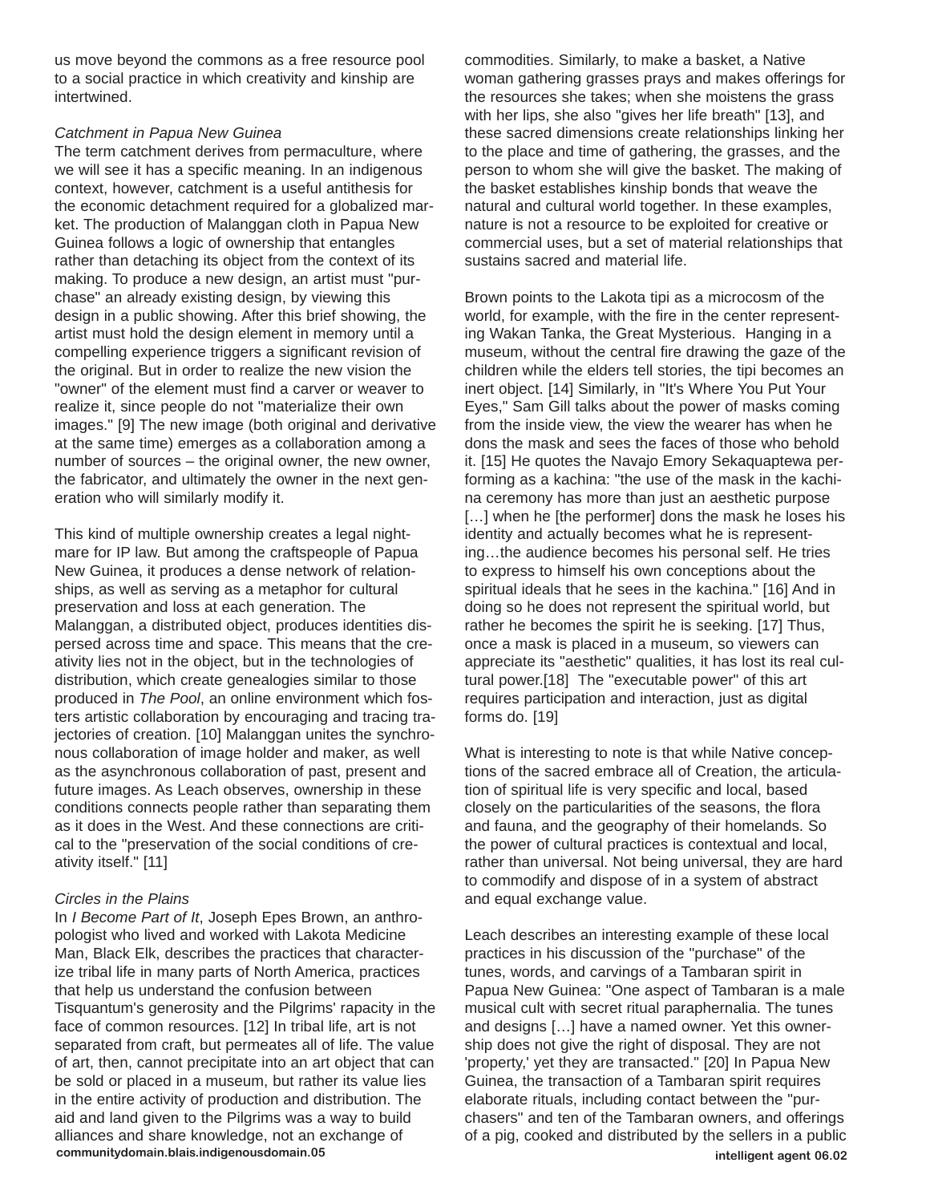us move beyond the commons as a free resource pool to a social practice in which creativity and kinship are intertwined.

### *Catchment in Papua New Guinea*

The term catchment derives from permaculture, where we will see it has a specific meaning. In an indigenous context, however, catchment is a useful antithesis for the economic detachment required for a globalized market. The production of Malanggan cloth in Papua New Guinea follows a logic of ownership that entangles rather than detaching its object from the context of its making. To produce a new design, an artist must "purchase" an already existing design, by viewing this design in a public showing. After this brief showing, the artist must hold the design element in memory until a compelling experience triggers a significant revision of the original. But in order to realize the new vision the "owner" of the element must find a carver or weaver to realize it, since people do not "materialize their own images." [9] The new image (both original and derivative at the same time) emerges as a collaboration among a number of sources – the original owner, the new owner, the fabricator, and ultimately the owner in the next generation who will similarly modify it.

This kind of multiple ownership creates a legal nightmare for IP law. But among the craftspeople of Papua New Guinea, it produces a dense network of relationships, as well as serving as a metaphor for cultural preservation and loss at each generation. The Malanggan, a distributed object, produces identities dispersed across time and space. This means that the creativity lies not in the object, but in the technologies of distribution, which create genealogies similar to those produced in *The Pool*, an online environment which fosters artistic collaboration by encouraging and tracing trajectories of creation. [10] Malanggan unites the synchronous collaboration of image holder and maker, as well as the asynchronous collaboration of past, present and future images. As Leach observes, ownership in these conditions connects people rather than separating them as it does in the West. And these connections are critical to the "preservation of the social conditions of creativity itself." [11]

### *Circles in the Plains*

In *I Become Part of It*, Joseph Epes Brown, an anthropologist who lived and worked with Lakota Medicine Man, Black Elk, describes the practices that characterize tribal life in many parts of North America, practices that help us understand the confusion between Tisquantum's generosity and the Pilgrims' rapacity in the face of common resources. [12] In tribal life, art is not separated from craft, but permeates all of life. The value of art, then, cannot precipitate into an art object that can be sold or placed in a museum, but rather its value lies in the entire activity of production and distribution. The aid and land given to the Pilgrims was a way to build alliances and share knowledge, not an exchange of commodities. Similarly, to make a basket, a Native woman gathering grasses prays and makes offerings for the resources she takes; when she moistens the grass with her lips, she also "gives her life breath" [13], and these sacred dimensions create relationships linking her to the place and time of gathering, the grasses, and the person to whom she will give the basket. The making of the basket establishes kinship bonds that weave the natural and cultural world together. In these examples, nature is not a resource to be exploited for creative or commercial uses, but a set of material relationships that sustains sacred and material life.

Brown points to the Lakota tipi as a microcosm of the world, for example, with the fire in the center representing Wakan Tanka, the Great Mysterious. Hanging in a museum, without the central fire drawing the gaze of the children while the elders tell stories, the tipi becomes an inert object. [14] Similarly, in "It's Where You Put Your Eyes," Sam Gill talks about the power of masks coming from the inside view, the view the wearer has when he dons the mask and sees the faces of those who behold it. [15] He quotes the Navajo Emory Sekaquaptewa performing as a kachina: "the use of the mask in the kachina ceremony has more than just an aesthetic purpose […] when he [the performer] dons the mask he loses his identity and actually becomes what he is representing…the audience becomes his personal self. He tries to express to himself his own conceptions about the spiritual ideals that he sees in the kachina." [16] And in doing so he does not represent the spiritual world, but rather he becomes the spirit he is seeking. [17] Thus, once a mask is placed in a museum, so viewers can appreciate its "aesthetic" qualities, it has lost its real cultural power.[18] The "executable power" of this art requires participation and interaction, just as digital forms do. [19]

What is interesting to note is that while Native conceptions of the sacred embrace all of Creation, the articulation of spiritual life is very specific and local, based closely on the particularities of the seasons, the flora and fauna, and the geography of their homelands. So the power of cultural practices is contextual and local, rather than universal. Not being universal, they are hard to commodify and dispose of in a system of abstract and equal exchange value.

Leach describes an interesting example of these local practices in his discussion of the "purchase" of the tunes, words, and carvings of a Tambaran spirit in Papua New Guinea: "One aspect of Tambaran is a male musical cult with secret ritual paraphernalia. The tunes and designs […] have a named owner. Yet this ownership does not give the right of disposal. They are not 'property,' yet they are transacted." [20] In Papua New Guinea, the transaction of a Tambaran spirit requires elaborate rituals, including contact between the "purchasers" and ten of the Tambaran owners, and offerings of a pig, cooked and distributed by the sellers in a public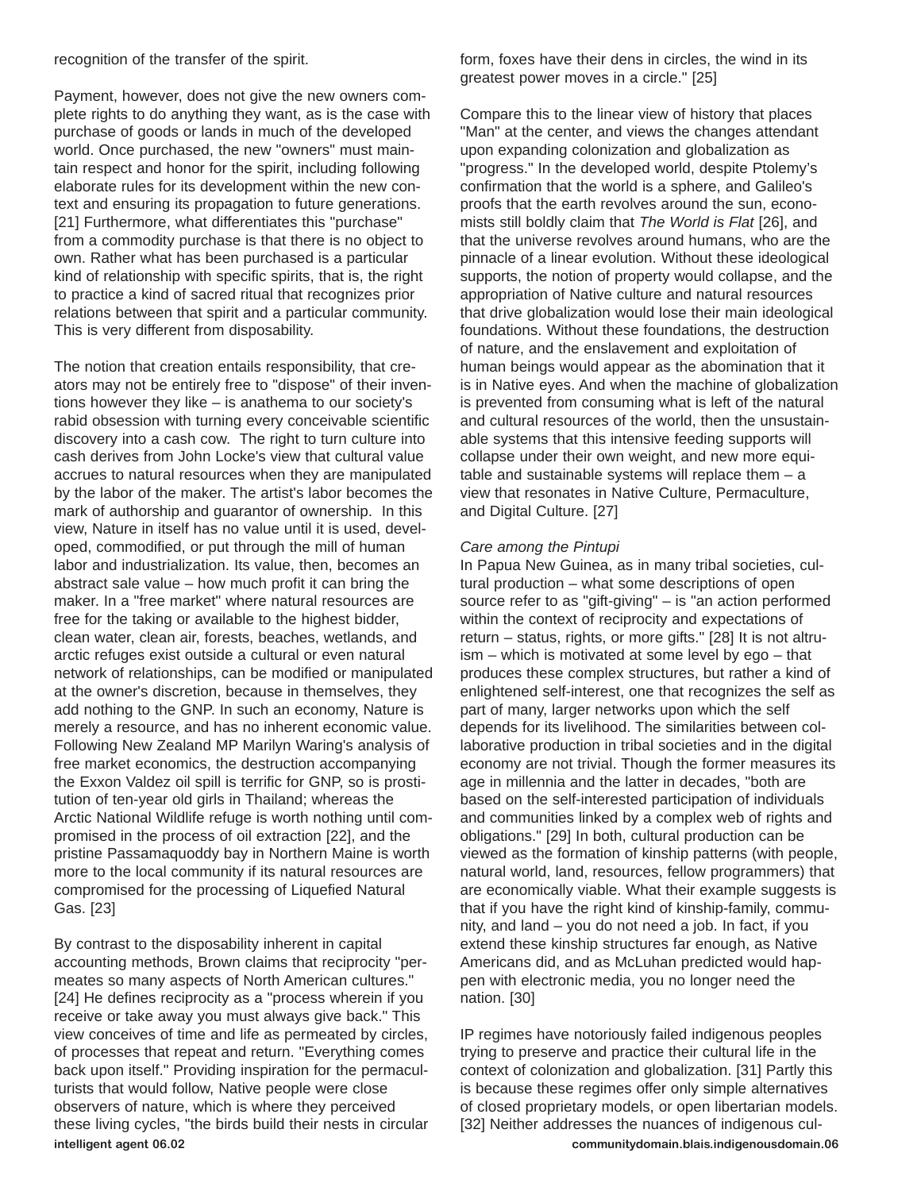recognition of the transfer of the spirit.

Payment, however, does not give the new owners complete rights to do anything they want, as is the case with purchase of goods or lands in much of the developed world. Once purchased, the new "owners" must maintain respect and honor for the spirit, including following elaborate rules for its development within the new context and ensuring its propagation to future generations. [21] Furthermore, what differentiates this "purchase" from a commodity purchase is that there is no object to own. Rather what has been purchased is a particular kind of relationship with specific spirits, that is, the right to practice a kind of sacred ritual that recognizes prior relations between that spirit and a particular community. This is very different from disposability.

The notion that creation entails responsibility, that creators may not be entirely free to "dispose" of their inventions however they like – is anathema to our society's rabid obsession with turning every conceivable scientific discovery into a cash cow. The right to turn culture into cash derives from John Locke's view that cultural value accrues to natural resources when they are manipulated by the labor of the maker. The artist's labor becomes the mark of authorship and guarantor of ownership. In this view, Nature in itself has no value until it is used, developed, commodified, or put through the mill of human labor and industrialization. Its value, then, becomes an abstract sale value – how much profit it can bring the maker. In a "free market" where natural resources are free for the taking or available to the highest bidder, clean water, clean air, forests, beaches, wetlands, and arctic refuges exist outside a cultural or even natural network of relationships, can be modified or manipulated at the owner's discretion, because in themselves, they add nothing to the GNP. In such an economy, Nature is merely a resource, and has no inherent economic value. Following New Zealand MP Marilyn Waring's analysis of free market economics, the destruction accompanying the Exxon Valdez oil spill is terrific for GNP, so is prostitution of ten-year old girls in Thailand; whereas the Arctic National Wildlife refuge is worth nothing until compromised in the process of oil extraction [22], and the pristine Passamaquoddy bay in Northern Maine is worth more to the local community if its natural resources are compromised for the processing of Liquefied Natural Gas. [23]

By contrast to the disposability inherent in capital accounting methods, Brown claims that reciprocity "permeates so many aspects of North American cultures." [24] He defines reciprocity as a "process wherein if you receive or take away you must always give back." This view conceives of time and life as permeated by circles, of processes that repeat and return. "Everything comes back upon itself." Providing inspiration for the permaculturists that would follow, Native people were close observers of nature, which is where they perceived these living cycles, "the birds build their nests in circular form, foxes have their dens in circles, the wind in its greatest power moves in a circle." [25]

Compare this to the linear view of history that places "Man" at the center, and views the changes attendant upon expanding colonization and globalization as "progress." In the developed world, despite Ptolemy's confirmation that the world is a sphere, and Galileo's proofs that the earth revolves around the sun, economists still boldly claim that *The World is Flat* [26], and that the universe revolves around humans, who are the pinnacle of a linear evolution. Without these ideological supports, the notion of property would collapse, and the appropriation of Native culture and natural resources that drive globalization would lose their main ideological foundations. Without these foundations, the destruction of nature, and the enslavement and exploitation of human beings would appear as the abomination that it is in Native eyes. And when the machine of globalization is prevented from consuming what is left of the natural and cultural resources of the world, then the unsustainable systems that this intensive feeding supports will collapse under their own weight, and new more equitable and sustainable systems will replace them – a view that resonates in Native Culture, Permaculture, and Digital Culture. [27]

*Care among the Pintupi*

In Papua New Guinea, as in many tribal societies, cultural production – what some descriptions of open source refer to as "gift-giving" – is "an action performed within the context of reciprocity and expectations of return – status, rights, or more gifts." [28] It is not altruism – which is motivated at some level by ego – that produces these complex structures, but rather a kind of enlightened self-interest, one that recognizes the self as part of many, larger networks upon which the self depends for its livelihood. The similarities between collaborative production in tribal societies and in the digital economy are not trivial. Though the former measures its age in millennia and the latter in decades, "both are based on the self-interested participation of individuals and communities linked by a complex web of rights and obligations." [29] In both, cultural production can be viewed as the formation of kinship patterns (with people, natural world, land, resources, fellow programmers) that are economically viable. What their example suggests is that if you have the right kind of kinship-family, community, and land – you do not need a job. In fact, if you extend these kinship structures far enough, as Native Americans did, and as McLuhan predicted would happen with electronic media, you no longer need the nation. [30]

IP regimes have notoriously failed indigenous peoples trying to preserve and practice their cultural life in the context of colonization and globalization. [31] Partly this is because these regimes offer only simple alternatives of closed proprietary models, or open libertarian models. [32] Neither addresses the nuances of indigenous cul-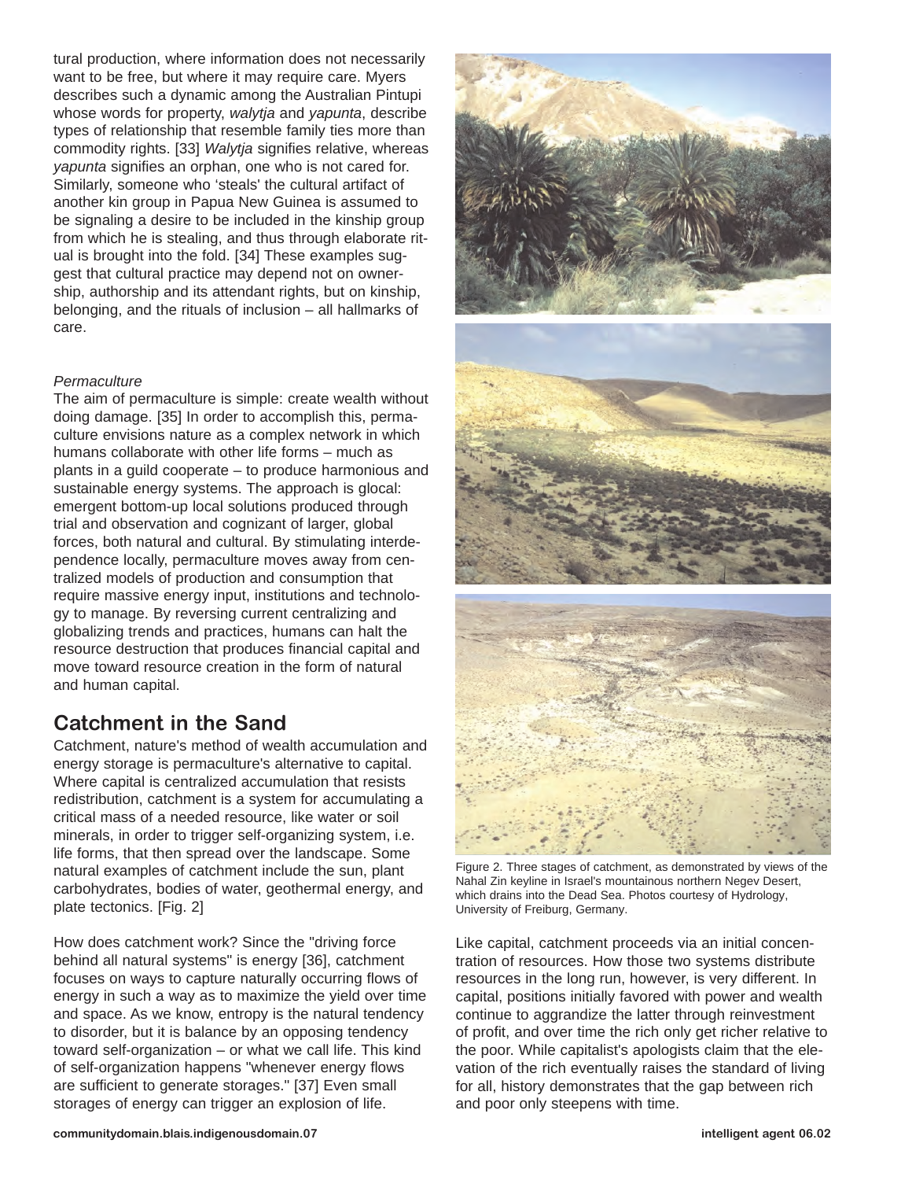tural production, where information does not necessarily want to be free, but where it may require care. Myers describes such a dynamic among the Australian Pintupi whose words for property, *walytja* and *yapunta*, describe types of relationship that resemble family ties more than commodity rights. [33] *Walytja* signifies relative, whereas *yapunta* signifies an orphan, one who is not cared for. Similarly, someone who 'steals' the cultural artifact of another kin group in Papua New Guinea is assumed to be signaling a desire to be included in the kinship group from which he is stealing, and thus through elaborate ritual is brought into the fold. [34] These examples suggest that cultural practice may depend not on ownership, authorship and its attendant rights, but on kinship, belonging, and the rituals of inclusion – all hallmarks of care.

*Permaculture*

The aim of permaculture is simple: create wealth without doing damage. [35] In order to accomplish this, permaculture envisions nature as a complex network in which humans collaborate with other life forms – much as plants in a guild cooperate – to produce harmonious and sustainable energy systems. The approach is glocal: emergent bottom-up local solutions produced through trial and observation and cognizant of larger, global forces, both natural and cultural. By stimulating interdependence locally, permaculture moves away from centralized models of production and consumption that require massive energy input, institutions and technology to manage. By reversing current centralizing and globalizing trends and practices, humans can halt the resource destruction that produces financial capital and move toward resource creation in the form of natural and human capital.

## Catchment in the Sand

Catchment, nature's method of wealth accumulation and energy storage is permaculture's alternative to capital. Where capital is centralized accumulation that resists redistribution, catchment is a system for accumulating a critical mass of a needed resource, like water or soil minerals, in order to trigger self-organizing system, i.e. life forms, that then spread over the landscape. Some natural examples of catchment include the sun, plant carbohydrates, bodies of water, geothermal energy, and plate tectonics. [Fig. 2]

How does catchment work? Since the "driving force behind all natural systems" is energy [36], catchment focuses on ways to capture naturally occurring flows of energy in such a way as to maximize the yield over time and space. As we know, entropy is the natural tendency to disorder, but it is balance by an opposing tendency toward self-organization – or what we call life. This kind of self-organization happens "whenever energy flows are sufficient to generate storages." [37] Even small storages of energy can trigger an explosion of life.

Figure 2. Three stages of catchment, as demonstrated by views of the Nahal Zin keyline in Israel's mountainous northern Negev Desert, which drains into the Dead Sea. Photos courtesy of Hydrology, University of Freiburg, Germany.

Like capital, catchment proceeds via an initial concentration of resources. How those two systems distribute resources in the long run, however, is very different. In capital, positions initially favored with power and wealth continue to aggrandize the latter through reinvestment of profit, and over time the rich only get richer relative to the poor. While capitalist's apologists claim that the elevation of the rich eventually raises the standard of living for all, history demonstrates that the gap between rich and poor only steepens with time.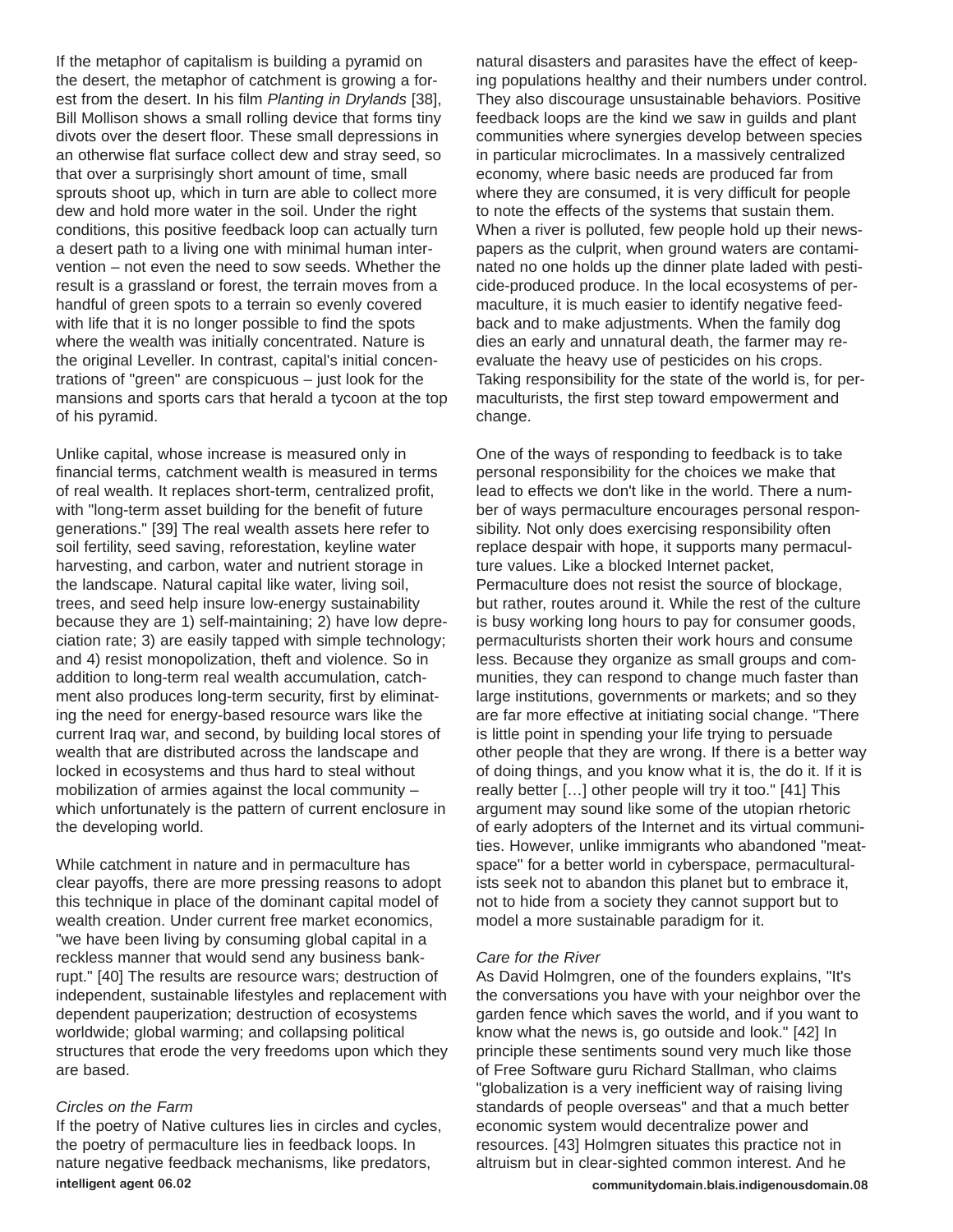If the metaphor of capitalism is building a pyramid on the desert, the metaphor of catchment is growing a forest from the desert. In his film *Planting in Drylands* [38], Bill Mollison shows a small rolling device that forms tiny divots over the desert floor. These small depressions in an otherwise flat surface collect dew and stray seed, so that over a surprisingly short amount of time, small sprouts shoot up, which in turn are able to collect more dew and hold more water in the soil. Under the right conditions, this positive feedback loop can actually turn a desert path to a living one with minimal human intervention – not even the need to sow seeds. Whether the result is a grassland or forest, the terrain moves from a handful of green spots to a terrain so evenly covered with life that it is no longer possible to find the spots where the wealth was initially concentrated. Nature is the original Leveller. In contrast, capital's initial concentrations of "green" are conspicuous – just look for the mansions and sports cars that herald a tycoon at the top of his pyramid.

Unlike capital, whose increase is measured only in financial terms, catchment wealth is measured in terms of real wealth. It replaces short-term, centralized profit, with "long-term asset building for the benefit of future generations." [39] The real wealth assets here refer to soil fertility, seed saving, reforestation, keyline water harvesting, and carbon, water and nutrient storage in the landscape. Natural capital like water, living soil, trees, and seed help insure low-energy sustainability because they are 1) self-maintaining; 2) have low depreciation rate; 3) are easily tapped with simple technology; and 4) resist monopolization, theft and violence. So in addition to long-term real wealth accumulation, catchment also produces long-term security, first by eliminating the need for energy-based resource wars like the current Iraq war, and second, by building local stores of wealth that are distributed across the landscape and locked in ecosystems and thus hard to steal without mobilization of armies against the local community – which unfortunately is the pattern of current enclosure in the developing world.

While catchment in nature and in permaculture has clear payoffs, there are more pressing reasons to adopt this technique in place of the dominant capital model of wealth creation. Under current free market economics, "we have been living by consuming global capital in a reckless manner that would send any business bankrupt." [40] The results are resource wars; destruction of independent, sustainable lifestyles and replacement with dependent pauperization; destruction of ecosystems worldwide; global warming; and collapsing political structures that erode the very freedoms upon which they are based.

*Circles on the Farm*

If the poetry of Native cultures lies in circles and cycles, the poetry of permaculture lies in feedback loops. In nature negative feedback mechanisms, like predators, natural disasters and parasites have the effect of keeping populations healthy and their numbers under control. They also discourage unsustainable behaviors. Positive feedback loops are the kind we saw in guilds and plant communities where synergies develop between species in particular microclimates. In a massively centralized economy, where basic needs are produced far from where they are consumed, it is very difficult for people to note the effects of the systems that sustain them. When a river is polluted, few people hold up their newspapers as the culprit, when ground waters are contaminated no one holds up the dinner plate laded with pesticide-produced produce. In the local ecosystems of permaculture, it is much easier to identify negative feedback and to make adjustments. When the family dog dies an early and unnatural death, the farmer may re-evaluate the heavy use of pesticides on his crops. Taking responsibility for the state of the world is, for permaculturists, the first step toward empowerment and change.

One of the ways of responding to feedback is to take personal responsibility for the choices we make that lead to effects we don't like in the world. There a number of ways permaculture encourages personal responsibility. Not only does exercising responsibility often replace despair with hope, it supports many permaculture values. Like a blocked Internet packet, Permaculture does not resist the source of blockage, but rather, routes around it. While the rest of the culture is busy working long hours to pay for consumer goods, permaculturists shorten their work hours and consume less. Because they organize as small groups and communities, they can respond to change much faster than large institutions, governments or markets; and so they are far more effective at initiating social change. "There is little point in spending your life trying to persuade other people that they are wrong. If there is a better way of doing things, and you know what it is, the do it. If it is really better […] other people will try it too." [41] This argument may sound like some of the utopian rhetoric of early adopters of the Internet and its virtual communities. However, unlike immigrants who abandoned "meatspace" for a better world in cyberspace, permaculturalists seek not to abandon this planet but to embrace it, not to hide from a society they cannot support but to model a more sustainable paradigm for it.

*Care for the River*

As David Holmgren, one of the founders explains, "It's the conversations you have with your neighbor over the garden fence which saves the world, and if you want to know what the news is, go outside and look." [42] In principle these sentiments sound very much like those of Free Software guru Richard Stallman, who claims "globalization is a very inefficient way of raising living standards of people overseas" and that a much better economic system would decentralize power and resources. [43] Holmgren situates this practice not in altruism but in clear-sighted common interest. And he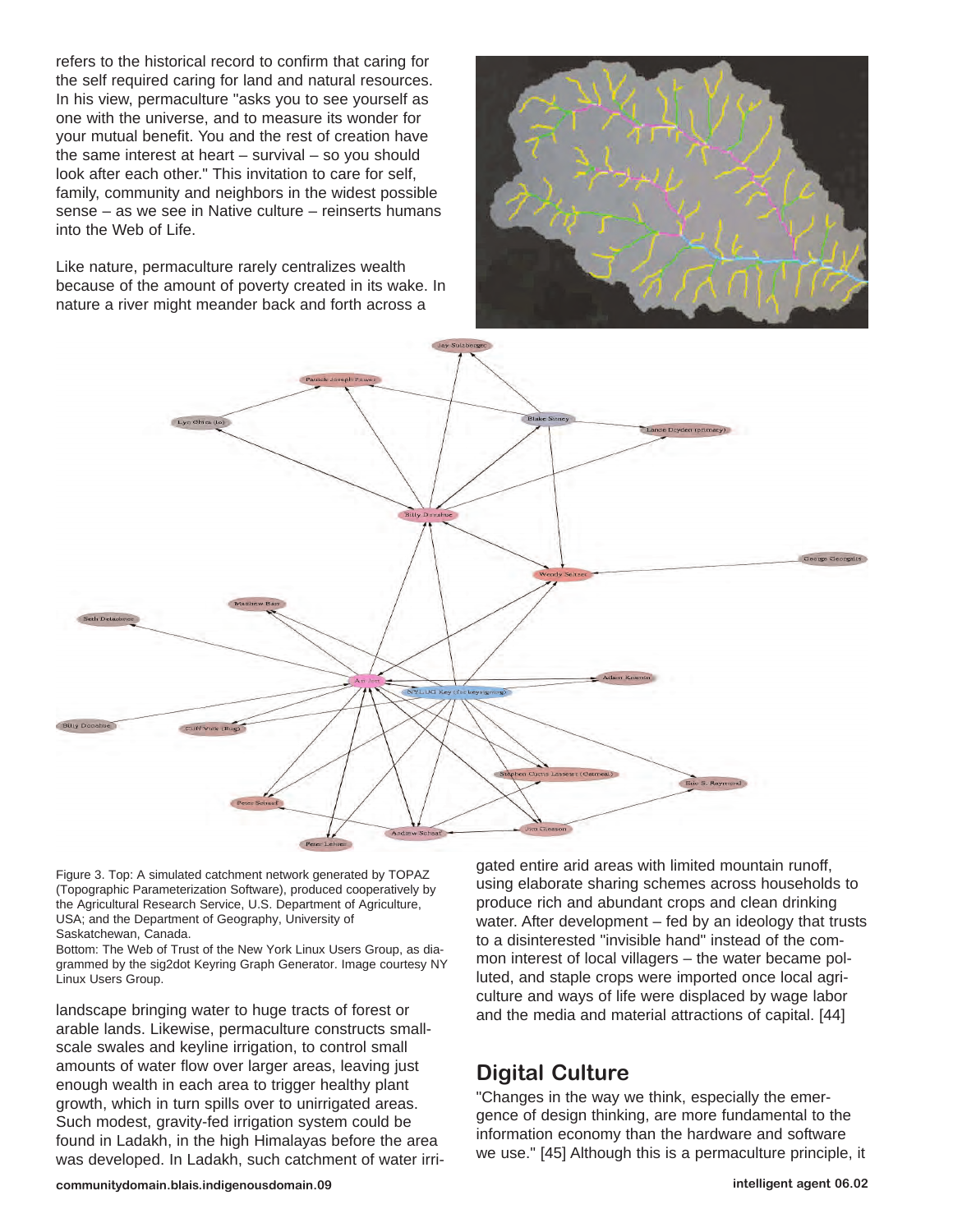refers to the historical record to confirm that caring for the self required caring for land and natural resources. In his view, permaculture "asks you to see yourself as one with the universe, and to measure its wonder for your mutual benefit. You and the rest of creation have the same interest at heart – survival – so you should look after each other." This invitation to care for self, family, community and neighbors in the widest possible sense – as we see in Native culture – reinserts humans into the Web of Life.

Like nature, permaculture rarely centralizes wealth because of the amount of poverty created in its wake. In nature a river might meander back and forth across a landscape bringing water to huge tracts of forest or arable lands. Likewise, permaculture constructs small-scale swales and keyline irrigation, to control small amounts of water flow over larger areas, leaving just enough wealth in each area to trigger healthy plant growth, which in turn spills over to unirrigated areas. Such modest, gravity-fed irrigation system could be found in Ladakh, in the high Himalayas before the area was developed. In Ladakh, such catchment of water irrigated entire arid areas with limited mountain runoff, using elaborate sharing schemes across households to produce rich and abundant crops and clean drinking water. After development – fed by an ideology that trusts to a disinterested "invisible hand" instead of the common interest of local villagers – the water became polluted, and staple crops were imported once local agriculture and ways of life were displaced by wage labor and the media and material attractions of capital. [44]

Figure 3. Top: A simulated catchment network generated by TOPAZ (Topographic Parameterization Software), produced cooperatively by the Agricultural Research Service, U.S. Department of Agriculture, USA; and the Department of Geography, University of Saskatchewan, Canada.
Bottom: The Web of Trust of the New York Linux Users Group, as diagrammed by the sig2dot Keyring Graph Generator. Image courtesy NY Linux Users Group.

## Digital Culture

"Changes in the way we think, especially the emergence of design thinking, are more fundamental to the information economy than the hardware and software we use." [45] Although this is a permaculture principle, it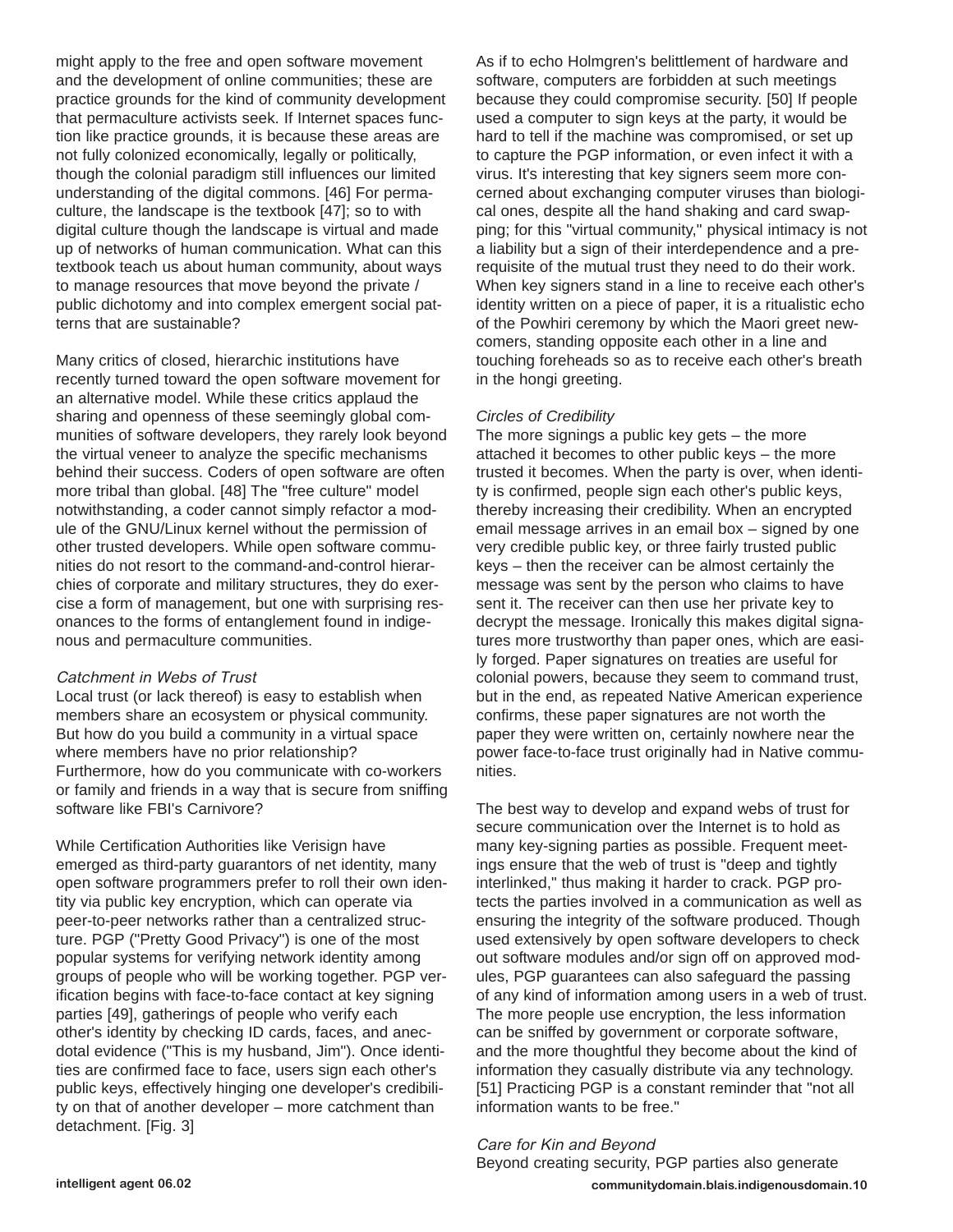might apply to the free and open software movement and the development of online communities; these are practice grounds for the kind of community development that permaculture activists seek. If Internet spaces function like practice grounds, it is because these areas are not fully colonized economically, legally or politically, though the colonial paradigm still influences our limited understanding of the digital commons. [46] For permaculture, the landscape is the textbook [47]; so to with digital culture though the landscape is virtual and made up of networks of human communication. What can this textbook teach us about human community, about ways to manage resources that move beyond the private / public dichotomy and into complex emergent social patterns that are sustainable?

Many critics of closed, hierarchic institutions have recently turned toward the open software movement for an alternative model. While these critics applaud the sharing and openness of these seemingly global communities of software developers, they rarely look beyond the virtual veneer to analyze the specific mechanisms behind their success. Coders of open software are often more tribal than global. [48] The "free culture" model notwithstanding, a coder cannot simply refactor a module of the GNU/Linux kernel without the permission of other trusted developers. While open software communities do not resort to the command-and-control hierarchies of corporate and military structures, they do exercise a form of management, but one with surprising resonances to the forms of entanglement found in indigenous and permaculture communities.

*Catchment in Webs of Trust*

Local trust (or lack thereof) is easy to establish when members share an ecosystem or physical community. But how do you build a community in a virtual space where members have no prior relationship? Furthermore, how do you communicate with co-workers or family and friends in a way that is secure from sniffing software like FBI's Carnivore?

While Certification Authorities like Verisign have emerged as third-party guarantors of net identity, many open software programmers prefer to roll their own identity via public key encryption, which can operate via peer-to-peer networks rather than a centralized structure. PGP ("Pretty Good Privacy") is one of the most popular systems for verifying network identity among groups of people who will be working together. PGP verification begins with face-to-face contact at key signing parties [49], gatherings of people who verify each other's identity by checking ID cards, faces, and anecdotal evidence ("This is my husband, Jim"). Once identities are confirmed face to face, users sign each other's public keys, effectively hinging one developer's credibility on that of another developer – more catchment than detachment. [Fig. 3]

As if to echo Holmgren's belittlement of hardware and software, computers are forbidden at such meetings because they could compromise security. [50] If people used a computer to sign keys at the party, it would be hard to tell if the machine was compromised, or set up to capture the PGP information, or even infect it with a virus. It's interesting that key signers seem more concerned about exchanging computer viruses than biological ones, despite all the hand shaking and card swapping; for this "virtual community," physical intimacy is not a liability but a sign of their interdependence and a prerequisite of the mutual trust they need to do their work. When key signers stand in a line to receive each other's identity written on a piece of paper, it is a ritualistic echo of the Powhiri ceremony by which the Maori greet newcomers, standing opposite each other in a line and touching foreheads so as to receive each other's breath in the hongi greeting.

*Circles of Credibility*

The more signings a public key gets – the more attached it becomes to other public keys – the more trusted it becomes. When the party is over, when identity is confirmed, people sign each other's public keys, thereby increasing their credibility. When an encrypted email message arrives in an email box – signed by one very credible public key, or three fairly trusted public keys – then the receiver can be almost certainly the message was sent by the person who claims to have sent it. The receiver can then use her private key to decrypt the message. Ironically this makes digital signatures more trustworthy than paper ones, which are easily forged. Paper signatures on treaties are useful for colonial powers, because they seem to command trust, but in the end, as repeated Native American experience confirms, these paper signatures are not worth the paper they were written on, certainly nowhere near the power face-to-face trust originally had in Native communities.

The best way to develop and expand webs of trust for secure communication over the Internet is to hold as many key-signing parties as possible. Frequent meetings ensure that the web of trust is "deep and tightly interlinked," thus making it harder to crack. PGP protects the parties involved in a communication as well as ensuring the integrity of the software produced. Though used extensively by open software developers to check out software modules and/or sign off on approved modules, PGP guarantees can also safeguard the passing of any kind of information among users in a web of trust. The more people use encryption, the less information can be sniffed by government or corporate software, and the more thoughtful they become about the kind of information they casually distribute via any technology. [51] Practicing PGP is a constant reminder that "not all information wants to be free."

*Care for Kin and Beyond*

Beyond creating security, PGP parties also generate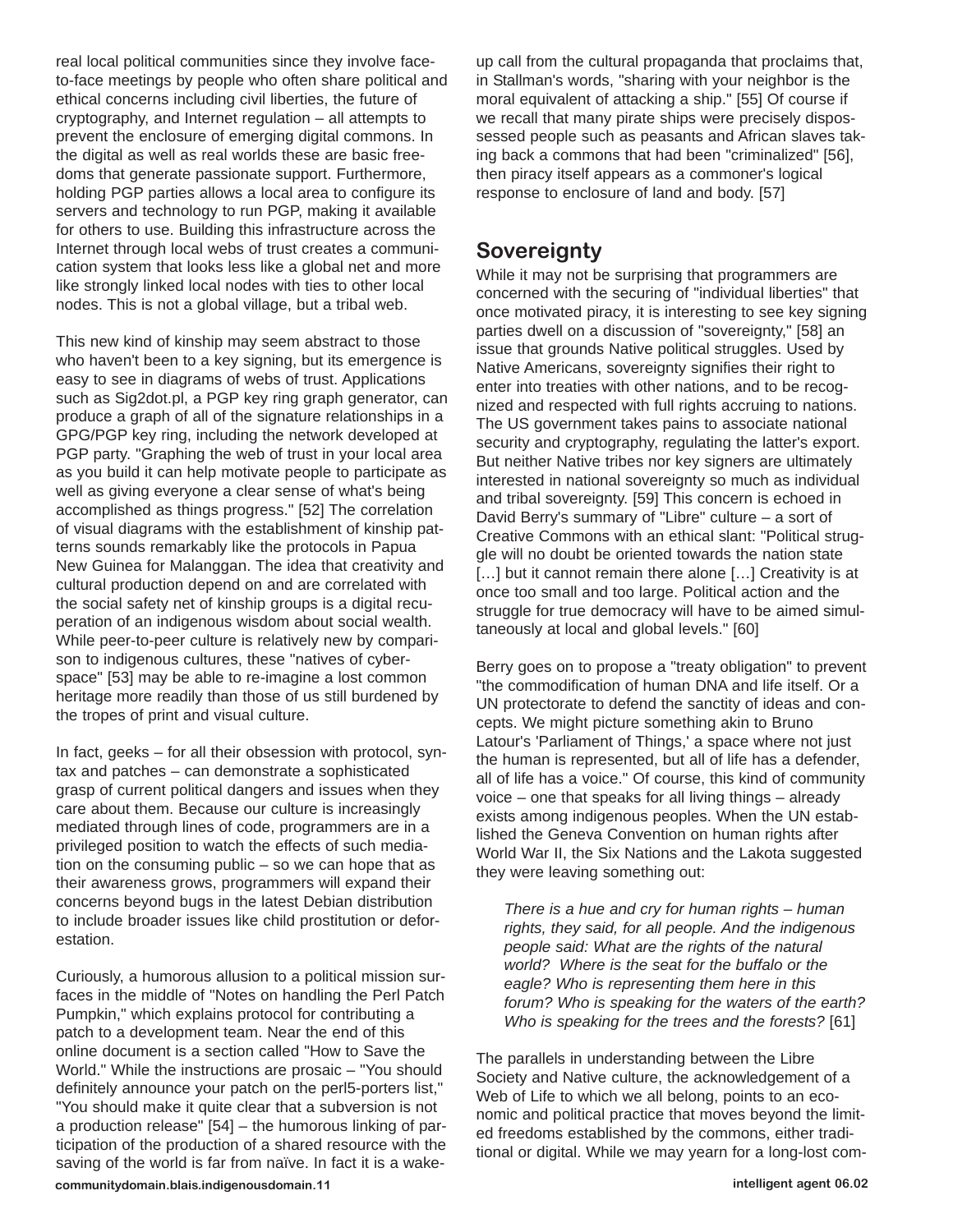real local political communities since they involve face-to-face meetings by people who often share political and ethical concerns including civil liberties, the future of cryptography, and Internet regulation – all attempts to prevent the enclosure of emerging digital commons. In the digital as well as real worlds these are basic freedoms that generate passionate support. Furthermore, holding PGP parties allows a local area to configure its servers and technology to run PGP, making it available for others to use. Building this infrastructure across the Internet through local webs of trust creates a communication system that looks less like a global net and more like strongly linked local nodes with ties to other local nodes. This is not a global village, but a tribal web.

This new kind of kinship may seem abstract to those who haven't been to a key signing, but its emergence is easy to see in diagrams of webs of trust. Applications such as Sig2dot.pl, a PGP key ring graph generator, can produce a graph of all of the signature relationships in a GPG/PGP key ring, including the network developed at PGP party. "Graphing the web of trust in your local area as you build it can help motivate people to participate as well as giving everyone a clear sense of what's being accomplished as things progress." [52] The correlation of visual diagrams with the establishment of kinship patterns sounds remarkably like the protocols in Papua New Guinea for Malanggan. The idea that creativity and cultural production depend on and are correlated with the social safety net of kinship groups is a digital recuperation of an indigenous wisdom about social wealth. While peer-to-peer culture is relatively new by comparison to indigenous cultures, these "natives of cyberspace" [53] may be able to re-imagine a lost common heritage more readily than those of us still burdened by the tropes of print and visual culture.

In fact, geeks – for all their obsession with protocol, syntax and patches – can demonstrate a sophisticated grasp of current political dangers and issues when they care about them. Because our culture is increasingly mediated through lines of code, programmers are in a privileged position to watch the effects of such mediation on the consuming public – so we can hope that as their awareness grows, programmers will expand their concerns beyond bugs in the latest Debian distribution to include broader issues like child prostitution or deforestation.

Curiously, a humorous allusion to a political mission surfaces in the middle of "Notes on handling the Perl Patch Pumpkin," which explains protocol for contributing a patch to a development team. Near the end of this online document is a section called "How to Save the World." While the instructions are prosaic – "You should definitely announce your patch on the perl5-porters list," "You should make it quite clear that a subversion is not a production release" [54] – the humorous linking of participation of the production of a shared resource with the saving of the world is far from naïve. In fact it is a wake-up call from the cultural propaganda that proclaims that, in Stallman's words, "sharing with your neighbor is the moral equivalent of attacking a ship." [55] Of course if we recall that many pirate ships were precisely dispossessed people such as peasants and African slaves taking back a commons that had been "criminalized" [56], then piracy itself appears as a commoner's logical response to enclosure of land and body. [57]

## Sovereignty

While it may not be surprising that programmers are concerned with the securing of "individual liberties" that once motivated piracy, it is interesting to see key signing parties dwell on a discussion of "sovereignty," [58] an issue that grounds Native political struggles. Used by Native Americans, sovereignty signifies their right to enter into treaties with other nations, and to be recognized and respected with full rights accruing to nations. The US government takes pains to associate national security and cryptography, regulating the latter's export. But neither Native tribes nor key signers are ultimately interested in national sovereignty so much as individual and tribal sovereignty. [59] This concern is echoed in David Berry's summary of "Libre" culture – a sort of Creative Commons with an ethical slant: "Political struggle will no doubt be oriented towards the nation state […] but it cannot remain there alone […] Creativity is at once too small and too large. Political action and the struggle for true democracy will have to be aimed simultaneously at local and global levels." [60]

Berry goes on to propose a "treaty obligation" to prevent "the commodification of human DNA and life itself. Or a UN protectorate to defend the sanctity of ideas and concepts. We might picture something akin to Bruno Latour's 'Parliament of Things,' a space where not just the human is represented, but all of life has a defender, all of life has a voice." Of course, this kind of community voice – one that speaks for all living things – already exists among indigenous peoples. When the UN established the Geneva Convention on human rights after World War II, the Six Nations and the Lakota suggested they were leaving something out:

> *There is a hue and cry for human rights – human rights, they said, for all people. And the indigenous people said: What are the rights of the natural world? Where is the seat for the buffalo or the eagle? Who is representing them here in this forum? Who is speaking for the waters of the earth? Who is speaking for the trees and the forests?* [61]

The parallels in understanding between the Libre Society and Native culture, the acknowledgement of a Web of Life to which we all belong, points to an economic and political practice that moves beyond the limited freedoms established by the commons, either traditional or digital. While we may yearn for a long-lost com-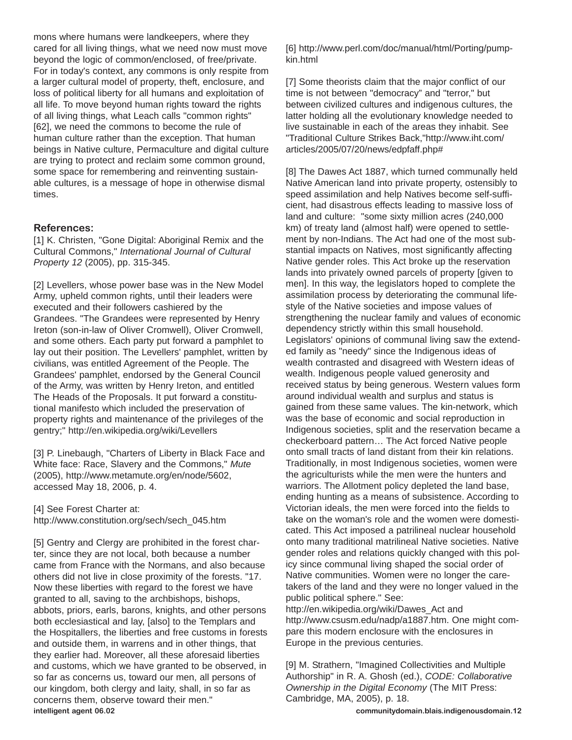mons where humans were landkeepers, where they cared for all living things, what we need now must move beyond the logic of common/enclosed, of free/private. For in today's context, any commons is only respite from a larger cultural model of property, theft, enclosure, and loss of political liberty for all humans and exploitation of all life. To move beyond human rights toward the rights of all living things, what Leach calls "common rights" [62], we need the commons to become the rule of human culture rather than the exception. That human beings in Native culture, Permaculture and digital culture are trying to protect and reclaim some common ground, some space for remembering and reinventing sustainable cultures, is a message of hope in otherwise dismal times.

### References:

[1] K. Christen, "Gone Digital: Aboriginal Remix and the Cultural Commons," *International Journal of Cultural Property 12* (2005), pp. 315-345.

[2] Levellers, whose power base was in the New Model Army, upheld common rights, until their leaders were executed and their followers cashiered by the Grandees. "The Grandees were represented by Henry Ireton (son-in-law of Oliver Cromwell), Oliver Cromwell, and some others. Each party put forward a pamphlet to lay out their position. The Levellers' pamphlet, written by civilians, was entitled Agreement of the People. The Grandees' pamphlet, endorsed by the General Council of the Army, was written by Henry Ireton, and entitled The Heads of the Proposals. It put forward a constitutional manifesto which included the preservation of property rights and maintenance of the privileges of the gentry;" http://en.wikipedia.org/wiki/Levellers

[3] P. Linebaugh, "Charters of Liberty in Black Face and White face: Race, Slavery and the Commons," *Mute* (2005), http://www.metamute.org/en/node/5602, accessed May 18, 2006, p. 4.

[4] See Forest Charter at: http://www.constitution.org/sech/sech_045.htm

[5] Gentry and Clergy are prohibited in the forest charter, since they are not local, both because a number came from France with the Normans, and also because others did not live in close proximity of the forests. "17. Now these liberties with regard to the forest we have granted to all, saving to the archbishops, bishops, abbots, priors, earls, barons, knights, and other persons both ecclesiastical and lay, [also] to the Templars and the Hospitallers, the liberties and free customs in forests and outside them, in warrens and in other things, that they earlier had. Moreover, all these aforesaid liberties and customs, which we have granted to be observed, in so far as concerns us, toward our men, all persons of our kingdom, both clergy and laity, shall, in so far as concerns them, observe toward their men."

[6] http://www.perl.com/doc/manual/html/Porting/pumpkin.html

[7] Some theorists claim that the major conflict of our time is not between "democracy" and "terror," but between civilized cultures and indigenous cultures, the latter holding all the evolutionary knowledge needed to live sustainable in each of the areas they inhabit. See "Traditional Culture Strikes Back,"http://www.iht.com/articles/2005/07/20/news/edpfaff.php#

[8] The Dawes Act 1887, which turned communally held Native American land into private property, ostensibly to speed assimilation and help Natives become self-sufficient, had disastrous effects leading to massive loss of land and culture: "some sixty million acres (240,000 km) of treaty land (almost half) were opened to settlement by non-Indians. The Act had one of the most substantial impacts on Natives, most significantly affecting Native gender roles. This Act broke up the reservation lands into privately owned parcels of property [given to men]. In this way, the legislators hoped to complete the assimilation process by deteriorating the communal lifestyle of the Native societies and impose values of strengthening the nuclear family and values of economic dependency strictly within this small household. Legislators' opinions of communal living saw the extended family as "needy" since the Indigenous ideas of wealth contrasted and disagreed with Western ideas of wealth. Indigenous people valued generosity and received status by being generous. Western values form around individual wealth and surplus and status is gained from these same values. The kin-network, which was the base of economic and social reproduction in Indigenous societies, split and the reservation became a checkerboard pattern… The Act forced Native people onto small tracts of land distant from their kin relations. Traditionally, in most Indigenous societies, women were the agriculturists while the men were the hunters and warriors. The Allotment policy depleted the land base, ending hunting as a means of subsistence. According to Victorian ideals, the men were forced into the fields to take on the woman's role and the women were domesticated. This Act imposed a patrilineal nuclear household onto many traditional matrilineal Native societies. Native gender roles and relations quickly changed with this policy since communal living shaped the social order of Native communities. Women were no longer the caretakers of the land and they were no longer valued in the public political sphere." See: http://en.wikipedia.org/wiki/Dawes_Act and http://www.csusm.edu/nadp/a1887.htm. One might compare this modern enclosure with the enclosures in Europe in the previous centuries.

[9] M. Strathern, "Imagined Collectivities and Multiple Authorship" in R. A. Ghosh (ed.), *CODE: Collaborative Ownership in the Digital Economy* (The MIT Press: Cambridge, MA, 2005), p. 18.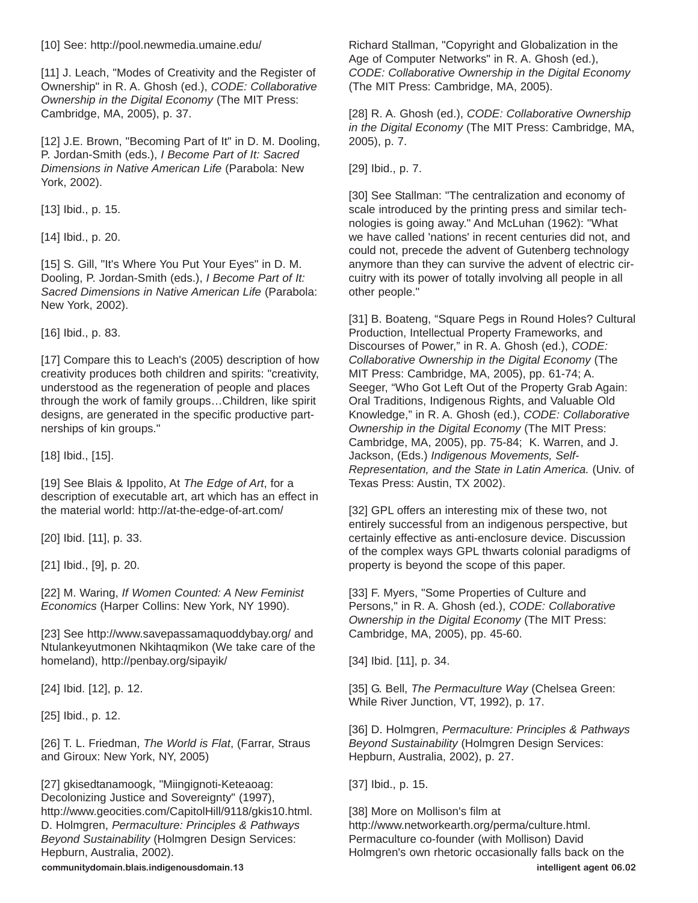[10] See: http://pool.newmedia.umaine.edu/

[11] J. Leach, "Modes of Creativity and the Register of Ownership" in R. A. Ghosh (ed.), *CODE: Collaborative Ownership in the Digital Economy* (The MIT Press: Cambridge, MA, 2005), p. 37.

[12] J.E. Brown, "Becoming Part of It" in D. M. Dooling, P. Jordan-Smith (eds.), *I Become Part of It: Sacred Dimensions in Native American Life* (Parabola: New York, 2002).

[13] Ibid., p. 15.

[14] Ibid., p. 20.

[15] S. Gill, "It's Where You Put Your Eyes" in D. M. Dooling, P. Jordan-Smith (eds.), *I Become Part of It: Sacred Dimensions in Native American Life* (Parabola: New York, 2002).

[16] Ibid., p. 83.

[17] Compare this to Leach's (2005) description of how creativity produces both children and spirits: "creativity, understood as the regeneration of people and places through the work of family groups…Children, like spirit designs, are generated in the specific productive partnerships of kin groups."

[18] Ibid., [15].

[19] See Blais & Ippolito, At *The Edge of Art*, for a description of executable art, art which has an effect in the material world: http://at-the-edge-of-art.com/

[20] Ibid. [11], p. 33.

[21] Ibid., [9], p. 20.

[22] M. Waring, *If Women Counted: A New Feminist Economics* (Harper Collins: New York, NY 1990).

[23] See http://www.savepassamaquoddybay.org/ and Ntulankeyutmonen Nkihtaqmikon (We take care of the homeland), http://penbay.org/sipayik/

[24] Ibid. [12], p. 12.

[25] Ibid., p. 12.

[26] T. L. Friedman, *The World is Flat*, (Farrar, Straus and Giroux: New York, NY, 2005)

[27] gkisedtanamoogk, "Miingignoti-Keteaoag: Decolonizing Justice and Sovereignty" (1997), http://www.geocities.com/CapitolHill/9118/gkis10.html. D. Holmgren, *Permaculture: Principles & Pathways Beyond Sustainability* (Holmgren Design Services: Hepburn, Australia, 2002). Richard Stallman, "Copyright and Globalization in the Age of Computer Networks" in R. A. Ghosh (ed.), *CODE: Collaborative Ownership in the Digital Economy* (The MIT Press: Cambridge, MA, 2005).

[28] R. A. Ghosh (ed.), *CODE: Collaborative Ownership in the Digital Economy* (The MIT Press: Cambridge, MA, 2005), p. 7.

[29] Ibid., p. 7.

[30] See Stallman: "The centralization and economy of scale introduced by the printing press and similar technologies is going away." And McLuhan (1962): "What we have called 'nations' in recent centuries did not, and could not, precede the advent of Gutenberg technology anymore than they can survive the advent of electric circuitry with its power of totally involving all people in all other people."

[31] B. Boateng, "Square Pegs in Round Holes? Cultural Production, Intellectual Property Frameworks, and Discourses of Power," in R. A. Ghosh (ed.), *CODE: Collaborative Ownership in the Digital Economy* (The MIT Press: Cambridge, MA, 2005), pp. 61-74; A. Seeger, "Who Got Left Out of the Property Grab Again: Oral Traditions, Indigenous Rights, and Valuable Old Knowledge," in R. A. Ghosh (ed.), *CODE: Collaborative Ownership in the Digital Economy* (The MIT Press: Cambridge, MA, 2005), pp. 75-84; K. Warren, and J. Jackson, (Eds.) *Indigenous Movements, Self-Representation, and the State in Latin America.* (Univ. of Texas Press: Austin, TX 2002).

[32] GPL offers an interesting mix of these two, not entirely successful from an indigenous perspective, but certainly effective as anti-enclosure device. Discussion of the complex ways GPL thwarts colonial paradigms of property is beyond the scope of this paper.

[33] F. Myers, "Some Properties of Culture and Persons," in R. A. Ghosh (ed.), *CODE: Collaborative Ownership in the Digital Economy* (The MIT Press: Cambridge, MA, 2005), pp. 45-60.

[34] Ibid. [11], p. 34.

[35] G. Bell, *The Permaculture Way* (Chelsea Green: While River Junction, VT, 1992), p. 17.

[36] D. Holmgren, *Permaculture: Principles & Pathways Beyond Sustainability* (Holmgren Design Services: Hepburn, Australia, 2002), p. 27.

[37] Ibid., p. 15.

[38] More on Mollison's film at http://www.networkearth.org/perma/culture.html. Permaculture co-founder (with Mollison) David Holmgren's own rhetoric occasionally falls back on the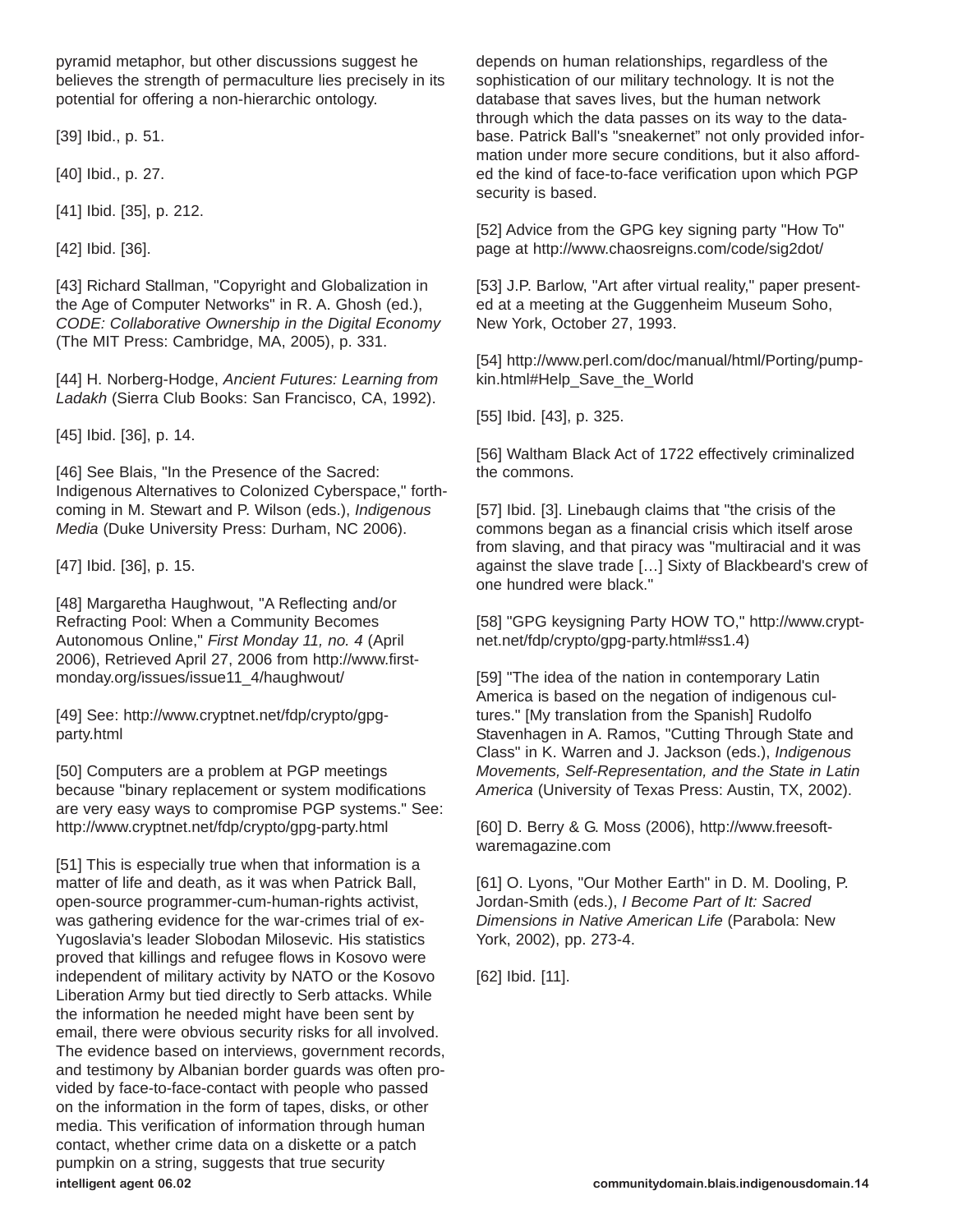pyramid metaphor, but other discussions suggest he believes the strength of permaculture lies precisely in its potential for offering a non-hierarchic ontology.

[39] Ibid., p. 51.

[40] Ibid., p. 27.

[41] Ibid. [35], p. 212.

[42] Ibid. [36].

[43] Richard Stallman, "Copyright and Globalization in the Age of Computer Networks" in R. A. Ghosh (ed.), *CODE: Collaborative Ownership in the Digital Economy* (The MIT Press: Cambridge, MA, 2005), p. 331.

[44] H. Norberg-Hodge, *Ancient Futures: Learning from Ladakh* (Sierra Club Books: San Francisco, CA, 1992).

[45] Ibid. [36], p. 14.

[46] See Blais, "In the Presence of the Sacred: Indigenous Alternatives to Colonized Cyberspace," forthcoming in M. Stewart and P. Wilson (eds.), *Indigenous Media* (Duke University Press: Durham, NC 2006).

[47] Ibid. [36], p. 15.

[48] Margaretha Haughwout, "A Reflecting and/or Refracting Pool: When a Community Becomes Autonomous Online," *First Monday 11, no. 4* (April 2006), Retrieved April 27, 2006 from http://www.firstmonday.org/issues/issue11_4/haughwout/

[49] See: http://www.cryptnet.net/fdp/crypto/gpg-party.html

[50] Computers are a problem at PGP meetings because "binary replacement or system modifications are very easy ways to compromise PGP systems." See: http://www.cryptnet.net/fdp/crypto/gpg-party.html

[51] This is especially true when that information is a matter of life and death, as it was when Patrick Ball, open-source programmer-cum-human-rights activist, was gathering evidence for the war-crimes trial of ex-Yugoslavia's leader Slobodan Milosevic. His statistics proved that killings and refugee flows in Kosovo were independent of military activity by NATO or the Kosovo Liberation Army but tied directly to Serb attacks. While the information he needed might have been sent by email, there were obvious security risks for all involved. The evidence based on interviews, government records, and testimony by Albanian border guards was often provided by face-to-face-contact with people who passed on the information in the form of tapes, disks, or other media. This verification of information through human contact, whether crime data on a diskette or a patch pumpkin on a string, suggests that true security depends on human relationships, regardless of the sophistication of our military technology. It is not the database that saves lives, but the human network through which the data passes on its way to the database. Patrick Ball's "sneakernet" not only provided information under more secure conditions, but it also afforded the kind of face-to-face verification upon which PGP security is based.

[52] Advice from the GPG key signing party "How To" page at http://www.chaosreigns.com/code/sig2dot/

[53] J.P. Barlow, "Art after virtual reality," paper presented at a meeting at the Guggenheim Museum Soho, New York, October 27, 1993.

[54] http://www.perl.com/doc/manual/html/Porting/pumpkin.html#Help_Save_the_World

[55] Ibid. [43], p. 325.

[56] Waltham Black Act of 1722 effectively criminalized the commons.

[57] Ibid. [3]. Linebaugh claims that "the crisis of the commons began as a financial crisis which itself arose from slaving, and that piracy was "multiracial and it was against the slave trade […] Sixty of Blackbeard's crew of one hundred were black."

[58] "GPG keysigning Party HOW TO," http://www.cryptnet.net/fdp/crypto/gpg-party.html#ss1.4)

[59] "The idea of the nation in contemporary Latin America is based on the negation of indigenous cultures." [My translation from the Spanish] Rudolfo Stavenhagen in A. Ramos, "Cutting Through State and Class" in K. Warren and J. Jackson (eds.), *Indigenous Movements, Self-Representation, and the State in Latin America* (University of Texas Press: Austin, TX, 2002).

[60] D. Berry & G. Moss (2006), http://www.freesoftwaremagazine.com

[61] O. Lyons, "Our Mother Earth" in D. M. Dooling, P. Jordan-Smith (eds.), *I Become Part of It: Sacred Dimensions in Native American Life* (Parabola: New York, 2002), pp. 273-4.

[62] Ibid. [11].